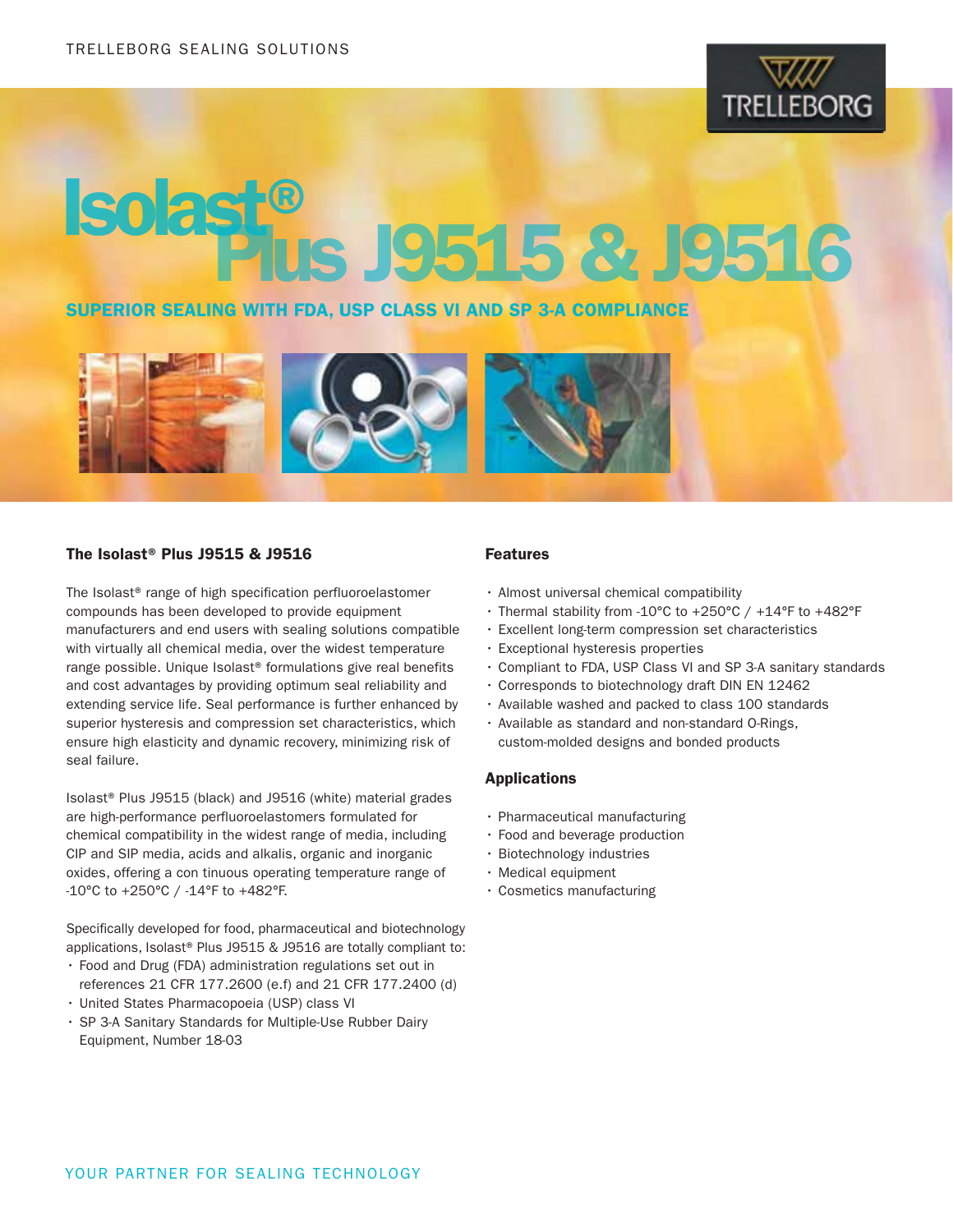TRELLEBORG SEALING SOLUTIONS

# Isolast® Plus J9515 & J9516

**SUPERIOR SEALING WITH FDA, USP CLASS VI AND SP 3-A COMPLIANCE**

## The Isolast® Plus J9515 & J9516

The Isolast® range of high specification perfluoroelastomer compounds has been developed to provide equipment manufacturers and end users with sealing solutions compatible with virtually all chemical media, over the widest temperature range possible. Unique Isolast® formulations give real benefits and cost advantages by providing optimum seal reliability and extending service life. Seal performance is further enhanced by superior hysteresis and compression set characteristics, which ensure high elasticity and dynamic recovery, minimizing risk of seal failure.

Isolast® Plus J9515 (black) and J9516 (white) material grades are high-performance perfluoroelastomers formulated for chemical compatibility in the widest range of media, including CIP and SIP media, acids and alkalis, organic and inorganic oxides, offering a con tinuous operating temperature range of -10°C to +250°C / -14°F to +482°F.

Specifically developed for food, pharmaceutical and biotechnology applications, Isolast® Plus J9515 & J9516 are totally compliant to:

- Food and Drug (FDA) administration regulations set out in references 21 CFR 177.2600 (e.f) and 21 CFR 177.2400 (d)
- United States Pharmacopoeia (USP) class VI
- SP 3-A Sanitary Standards for Multiple-Use Rubber Dairy Equipment, Number 18-03

## Features

- Almost universal chemical compatibility
- Thermal stability from -10°C to +250°C / +14°F to +482°F
- Excellent long-term compression set characteristics
- Exceptional hysteresis properties
- Compliant to FDA, USP Class VI and SP 3-A sanitary standards
- Corresponds to biotechnology draft DIN EN 12462
- Available washed and packed to class 100 standards
- Available as standard and non-standard O-Rings, custom-molded designs and bonded products

## Applications

- Pharmaceutical manufacturing
- Food and beverage production
- Biotechnology industries
- Medical equipment
- Cosmetics manufacturing

YOUR PARTNER FOR SEALING TECHNOLOGY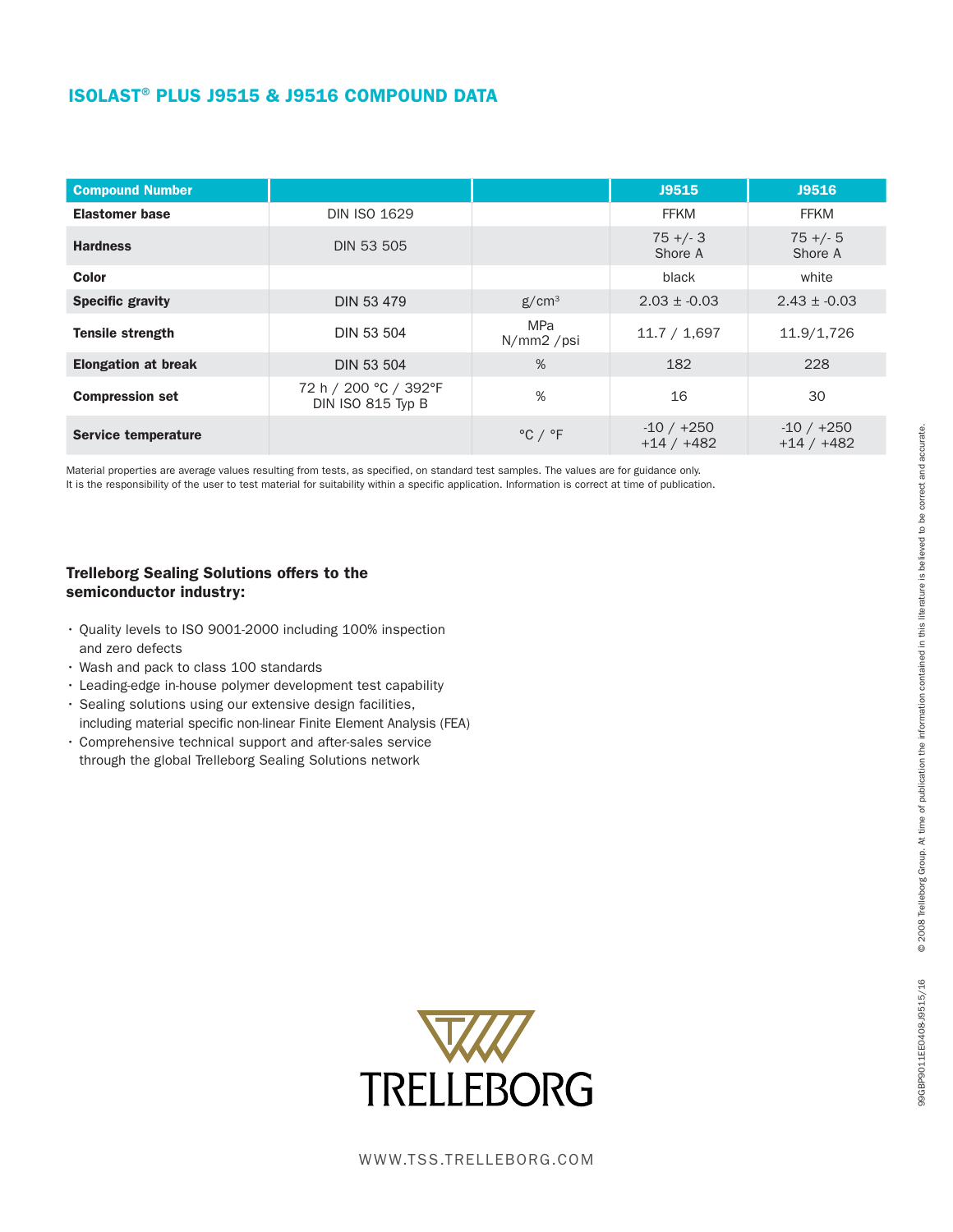## ISOLAST® PLUS J9515 & J9516 COMPOUND DATA

| Compound Number | | | J9515 | J9516 |
|---|---|---|---|---|
| **Elastomer base** | DIN ISO 1629 | | FFKM | FFKM |
| **Hardness** | DIN 53 505 | | 75 +/- 3 Shore A | 75 +/- 5 Shore A |
| **Color** | | | black | white |
| **Specific gravity** | DIN 53 479 | g/cm³ | 2.03 ± -0.03 | 2.43 ± -0.03 |
| **Tensile strength** | DIN 53 504 | MPa N/mm2 /psi | 11.7 / 1,697 | 11.9/1,726 |
| **Elongation at break** | DIN 53 504 | % | 182 | 228 |
| **Compression set** | 72 h / 200 °C / 392°F DIN ISO 815 Typ B | % | 16 | 30 |
| **Service temperature** | | °C / °F | -10 / +250 +14 / +482 | -10 / +250 +14 / +482 |

Material properties are average values resulting from tests, as specified, on standard test samples. The values are for guidance only.
It is the responsibility of the user to test material for suitability within a specific application. Information is correct at time of publication.

### Trelleborg Sealing Solutions offers to the semiconductor industry:

- Quality levels to ISO 9001-2000 including 100% inspection and zero defects
- Wash and pack to class 100 standards
- Leading-edge in-house polymer development test capability
- Sealing solutions using our extensive design facilities, including material specific non-linear Finite Element Analysis (FEA)
- Comprehensive technical support and after-sales service through the global Trelleborg Sealing Solutions network

TRELLEBORG

WWW.TSS.TRELLEBORG.COM

© 2008 Trelleborg Group. At time of publication the information contained in this literature is believed to be correct and accurate.

99GBP9011EE0408J9515/16